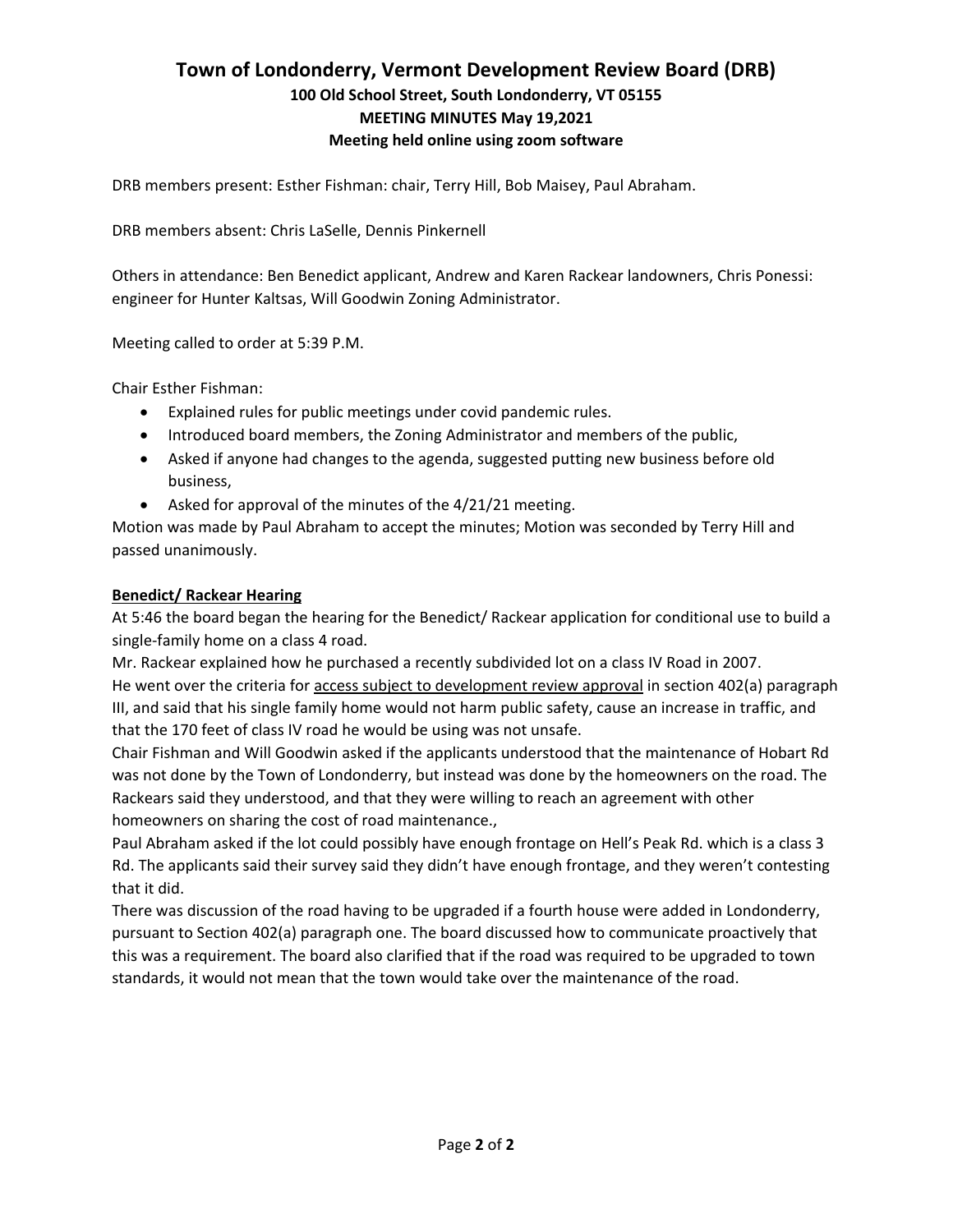# Town of Londonderry, Vermont Development Review Board (DRB)

### 100 Old School Street, South Londonderry, VT 05155
### MEETING MINUTES May 19,2021
### Meeting held online using zoom software

DRB members present: Esther Fishman: chair, Terry Hill, Bob Maisey, Paul Abraham.

DRB members absent: Chris LaSelle, Dennis Pinkernell

Others in attendance: Ben Benedict applicant, Andrew and Karen Rackear landowners, Chris Ponessi: engineer for Hunter Kaltsas, Will Goodwin Zoning Administrator.

Meeting called to order at 5:39 P.M.

Chair Esther Fishman:

- Explained rules for public meetings under covid pandemic rules.
- Introduced board members, the Zoning Administrator and members of the public,
- Asked if anyone had changes to the agenda, suggested putting new business before old business,
- Asked for approval of the minutes of the 4/21/21 meeting.

Motion was made by Paul Abraham to accept the minutes; Motion was seconded by Terry Hill and passed unanimously.

**Benedict/ Rackear Hearing**

At 5:46 the board began the hearing for the Benedict/ Rackear application for conditional use to build a single-family home on a class 4 road.

Mr. Rackear explained how he purchased a recently subdivided lot on a class IV Road in 2007.

He went over the criteria for access subject to development review approval in section 402(a) paragraph III, and said that his single family home would not harm public safety, cause an increase in traffic, and that the 170 feet of class IV road he would be using was not unsafe.

Chair Fishman and Will Goodwin asked if the applicants understood that the maintenance of Hobart Rd was not done by the Town of Londonderry, but instead was done by the homeowners on the road. The Rackears said they understood, and that they were willing to reach an agreement with other homeowners on sharing the cost of road maintenance.,

Paul Abraham asked if the lot could possibly have enough frontage on Hell's Peak Rd. which is a class 3 Rd. The applicants said their survey said they didn't have enough frontage, and they weren't contesting that it did.

There was discussion of the road having to be upgraded if a fourth house were added in Londonderry, pursuant to Section 402(a) paragraph one. The board discussed how to communicate proactively that this was a requirement. The board also clarified that if the road was required to be upgraded to town standards, it would not mean that the town would take over the maintenance of the road.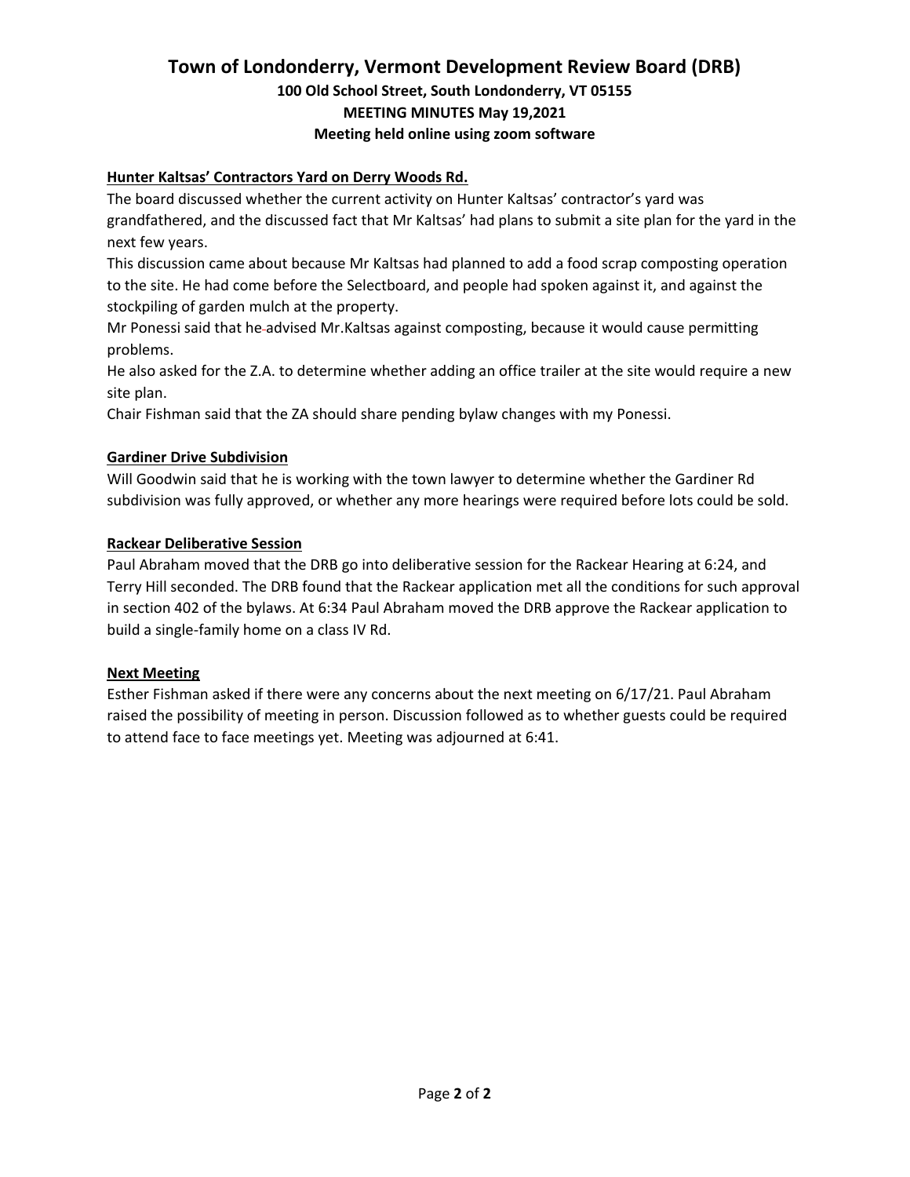# Town of Londonderry, Vermont Development Review Board (DRB)

## 100 Old School Street, South Londonderry, VT 05155

## MEETING MINUTES May 19,2021

## Meeting held online using zoom software

**Hunter Kaltsas' Contractors Yard on Derry Woods Rd.**

The board discussed whether the current activity on Hunter Kaltsas' contractor's yard was grandfathered, and the discussed fact that Mr Kaltsas' had plans to submit a site plan for the yard in the next few years.

This discussion came about because Mr Kaltsas had planned to add a food scrap composting operation to the site. He had come before the Selectboard, and people had spoken against it, and against the stockpiling of garden mulch at the property.

Mr Ponessi said that he advised Mr.Kaltsas against composting, because it would cause permitting problems.

He also asked for the Z.A. to determine whether adding an office trailer at the site would require a new site plan.

Chair Fishman said that the ZA should share pending bylaw changes with my Ponessi.

**Gardiner Drive Subdivision**

Will Goodwin said that he is working with the town lawyer to determine whether the Gardiner Rd subdivision was fully approved, or whether any more hearings were required before lots could be sold.

**Rackear Deliberative Session**

Paul Abraham moved that the DRB go into deliberative session for the Rackear Hearing at 6:24, and Terry Hill seconded. The DRB found that the Rackear application met all the conditions for such approval in section 402 of the bylaws. At 6:34 Paul Abraham moved the DRB approve the Rackear application to build a single-family home on a class IV Rd.

**Next Meeting**

Esther Fishman asked if there were any concerns about the next meeting on 6/17/21. Paul Abraham raised the possibility of meeting in person. Discussion followed as to whether guests could be required to attend face to face meetings yet. Meeting was adjourned at 6:41.